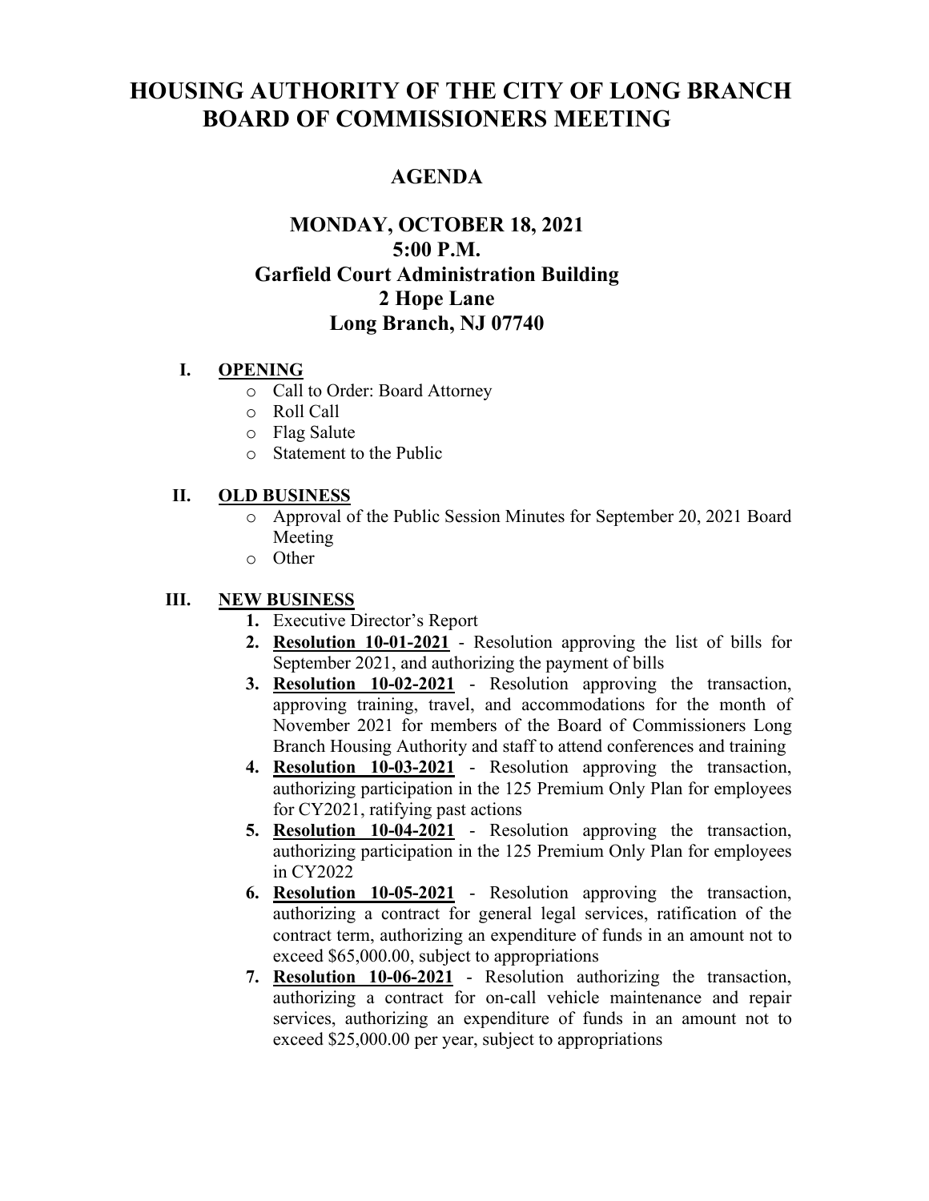# HOUSING AUTHORITY OF THE CITY OF LONG BRANCH BOARD OF COMMISSIONERS MEETING

## AGENDA

## MONDAY, OCTOBER 18, 2021
## 5:00 P.M.
## Garfield Court Administration Building
## 2 Hope Lane
## Long Branch, NJ 07740

**I. OPENING**

- Call to Order: Board Attorney
- Roll Call
- Flag Salute
- Statement to the Public

**II. OLD BUSINESS**

- Approval of the Public Session Minutes for September 20, 2021 Board Meeting
- Other

**III. NEW BUSINESS**

1. Executive Director's Report
2. **Resolution 10-01-2021** - Resolution approving the list of bills for September 2021, and authorizing the payment of bills
3. **Resolution 10-02-2021** - Resolution approving the transaction, approving training, travel, and accommodations for the month of November 2021 for members of the Board of Commissioners Long Branch Housing Authority and staff to attend conferences and training
4. **Resolution 10-03-2021** - Resolution approving the transaction, authorizing participation in the 125 Premium Only Plan for employees for CY2021, ratifying past actions
5. **Resolution 10-04-2021** - Resolution approving the transaction, authorizing participation in the 125 Premium Only Plan for employees in CY2022
6. **Resolution 10-05-2021** - Resolution approving the transaction, authorizing a contract for general legal services, ratification of the contract term, authorizing an expenditure of funds in an amount not to exceed $65,000.00, subject to appropriations
7. **Resolution 10-06-2021** - Resolution authorizing the transaction, authorizing a contract for on-call vehicle maintenance and repair services, authorizing an expenditure of funds in an amount not to exceed $25,000.00 per year, subject to appropriations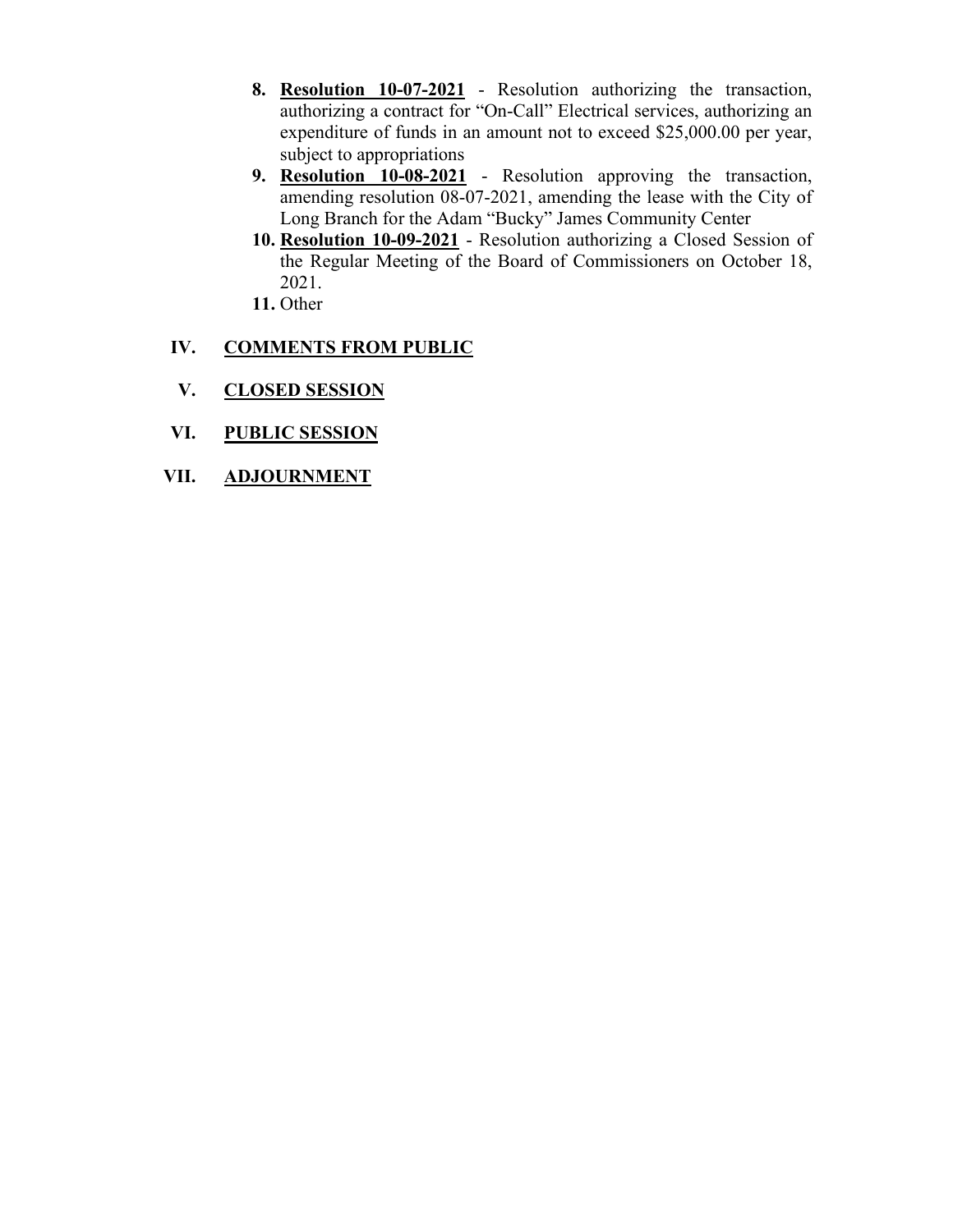8. **Resolution 10-07-2021** - Resolution authorizing the transaction, authorizing a contract for "On-Call" Electrical services, authorizing an expenditure of funds in an amount not to exceed $25,000.00 per year, subject to appropriations
9. **Resolution 10-08-2021** - Resolution approving the transaction, amending resolution 08-07-2021, amending the lease with the City of Long Branch for the Adam "Bucky" James Community Center
10. **Resolution 10-09-2021** - Resolution authorizing a Closed Session of the Regular Meeting of the Board of Commissioners on October 18, 2021.
11. Other

## IV. COMMENTS FROM PUBLIC

## V. CLOSED SESSION

## VI. PUBLIC SESSION

## VII. ADJOURNMENT